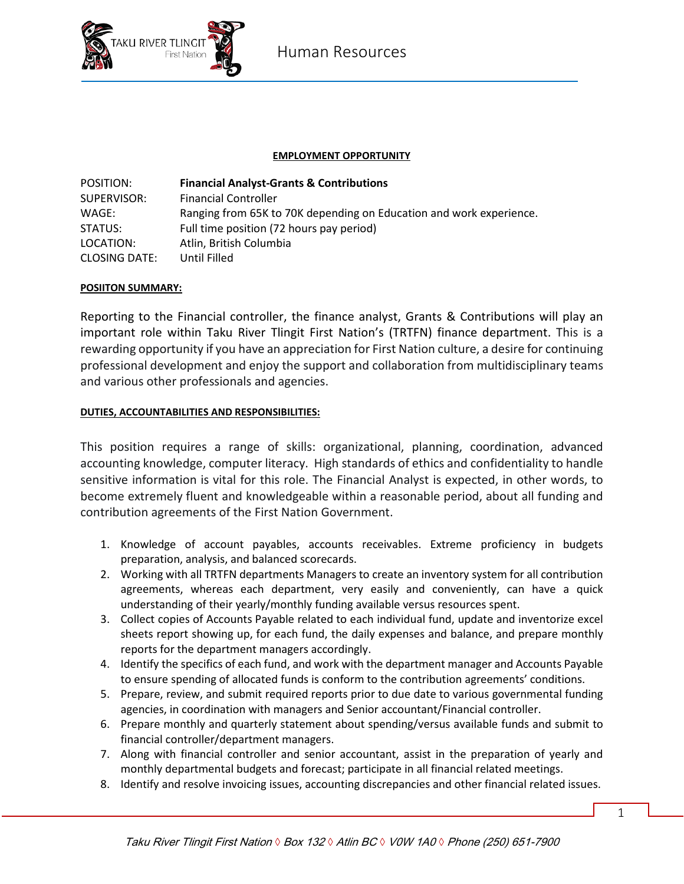Human Resources

**EMPLOYMENT OPPORTUNITY**

| | |
|---|---|
| POSITION: | **Financial Analyst-Grants & Contributions** |
| SUPERVISOR: | Financial Controller |
| WAGE: | Ranging from 65K to 70K depending on Education and work experience. |
| STATUS: | Full time position (72 hours pay period) |
| LOCATION: | Atlin, British Columbia |
| CLOSING DATE: | Until Filled |

**POSIITON SUMMARY:**

Reporting to the Financial controller, the finance analyst, Grants & Contributions will play an important role within Taku River Tlingit First Nation's (TRTFN) finance department. This is a rewarding opportunity if you have an appreciation for First Nation culture, a desire for continuing professional development and enjoy the support and collaboration from multidisciplinary teams and various other professionals and agencies.

**DUTIES, ACCOUNTABILITIES AND RESPONSIBILITIES:**

This position requires a range of skills: organizational, planning, coordination, advanced accounting knowledge, computer literacy. High standards of ethics and confidentiality to handle sensitive information is vital for this role. The Financial Analyst is expected, in other words, to become extremely fluent and knowledgeable within a reasonable period, about all funding and contribution agreements of the First Nation Government.

1. Knowledge of account payables, accounts receivables. Extreme proficiency in budgets preparation, analysis, and balanced scorecards.
2. Working with all TRTFN departments Managers to create an inventory system for all contribution agreements, whereas each department, very easily and conveniently, can have a quick understanding of their yearly/monthly funding available versus resources spent.
3. Collect copies of Accounts Payable related to each individual fund, update and inventorize excel sheets report showing up, for each fund, the daily expenses and balance, and prepare monthly reports for the department managers accordingly.
4. Identify the specifics of each fund, and work with the department manager and Accounts Payable to ensure spending of allocated funds is conform to the contribution agreements' conditions.
5. Prepare, review, and submit required reports prior to due date to various governmental funding agencies, in coordination with managers and Senior accountant/Financial controller.
6. Prepare monthly and quarterly statement about spending/versus available funds and submit to financial controller/department managers.
7. Along with financial controller and senior accountant, assist in the preparation of yearly and monthly departmental budgets and forecast; participate in all financial related meetings.
8. Identify and resolve invoicing issues, accounting discrepancies and other financial related issues.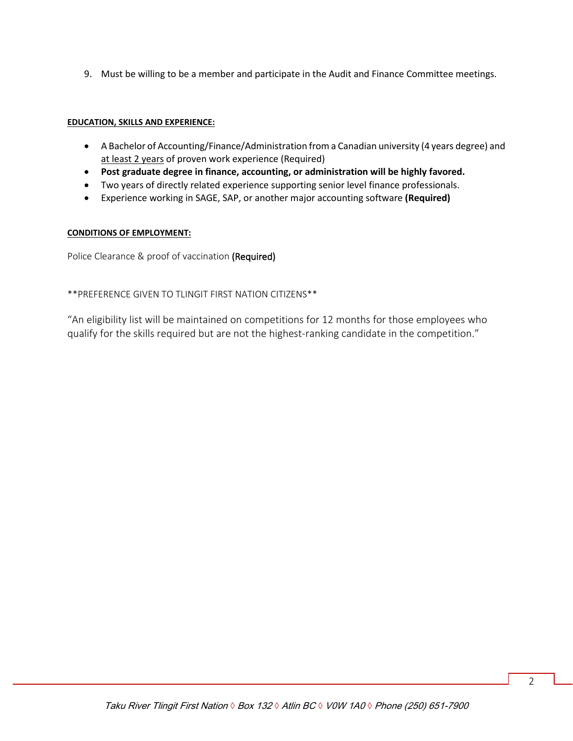9. Must be willing to be a member and participate in the Audit and Finance Committee meetings.

**EDUCATION, SKILLS AND EXPERIENCE:**

- A Bachelor of Accounting/Finance/Administration from a Canadian university (4 years degree) and <u>at least 2 years</u> of proven work experience (Required)
- **Post graduate degree in finance, accounting, or administration will be highly favored.**
- Two years of directly related experience supporting senior level finance professionals.
- Experience working in SAGE, SAP, or another major accounting software **(Required)**

**CONDITIONS OF EMPLOYMENT:**

Police Clearance & proof of vaccination (Required)

**PREFERENCE GIVEN TO TLINGIT FIRST NATION CITIZENS**

"An eligibility list will be maintained on competitions for 12 months for those employees who qualify for the skills required but are not the highest-ranking candidate in the competition."

*Taku River Tlingit First Nation ◊ Box 132 ◊ Atlin BC ◊ V0W 1A0 ◊ Phone (250) 651-7900*